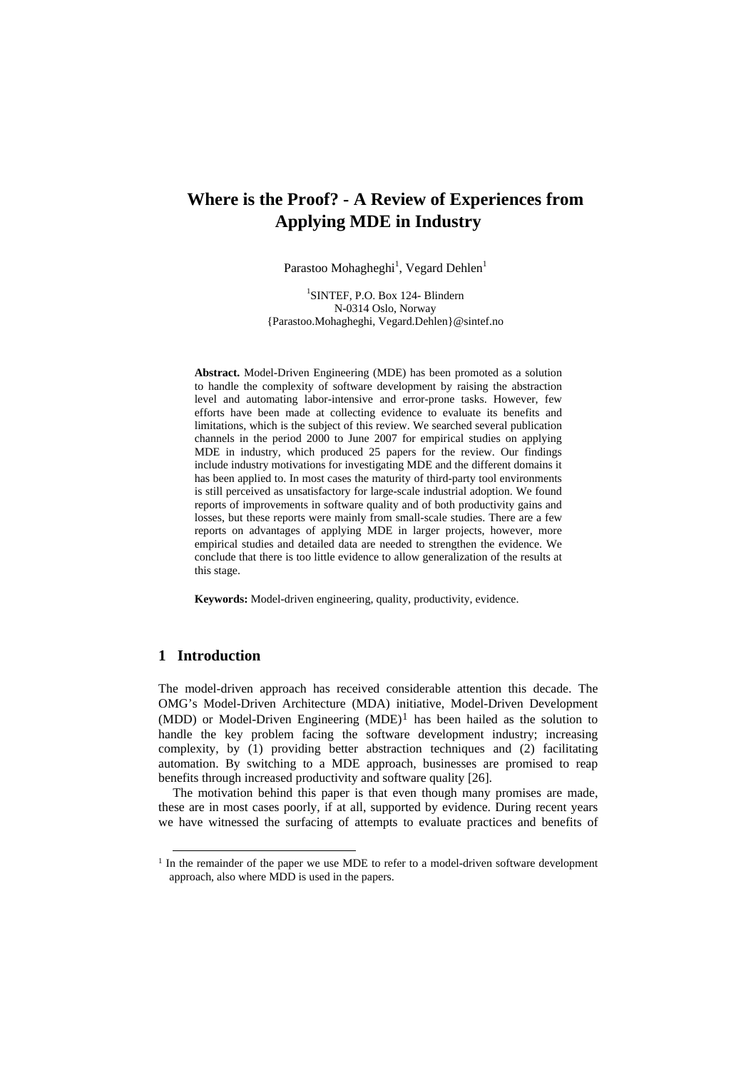# Where is the Proof? - A Review of Experiences from Applying MDE in Industry

Parastoo Mohagheghi[1], Vegard Dehlen[1]

[1]SINTEF, P.O. Box 124- Blindern
N-0314 Oslo, Norway
{Parastoo.Mohagheghi, Vegard.Dehlen}@sintef.no

**Abstract.** Model-Driven Engineering (MDE) has been promoted as a solution to handle the complexity of software development by raising the abstraction level and automating labor-intensive and error-prone tasks. However, few efforts have been made at collecting evidence to evaluate its benefits and limitations, which is the subject of this review. We searched several publication channels in the period 2000 to June 2007 for empirical studies on applying MDE in industry, which produced 25 papers for the review. Our findings include industry motivations for investigating MDE and the different domains it has been applied to. In most cases the maturity of third-party tool environments is still perceived as unsatisfactory for large-scale industrial adoption. We found reports of improvements in software quality and of both productivity gains and losses, but these reports were mainly from small-scale studies. There are a few reports on advantages of applying MDE in larger projects, however, more empirical studies and detailed data are needed to strengthen the evidence. We conclude that there is too little evidence to allow generalization of the results at this stage.

**Keywords:** Model-driven engineering, quality, productivity, evidence.

## 1 Introduction

The model-driven approach has received considerable attention this decade. The OMG's Model-Driven Architecture (MDA) initiative, Model-Driven Development (MDD) or Model-Driven Engineering (MDE)[1] has been hailed as the solution to handle the key problem facing the software development industry; increasing complexity, by (1) providing better abstraction techniques and (2) facilitating automation. By switching to a MDE approach, businesses are promised to reap benefits through increased productivity and software quality [26].

The motivation behind this paper is that even though many promises are made, these are in most cases poorly, if at all, supported by evidence. During recent years we have witnessed the surfacing of attempts to evaluate practices and benefits of

[1] In the remainder of the paper we use MDE to refer to a model-driven software development approach, also where MDD is used in the papers.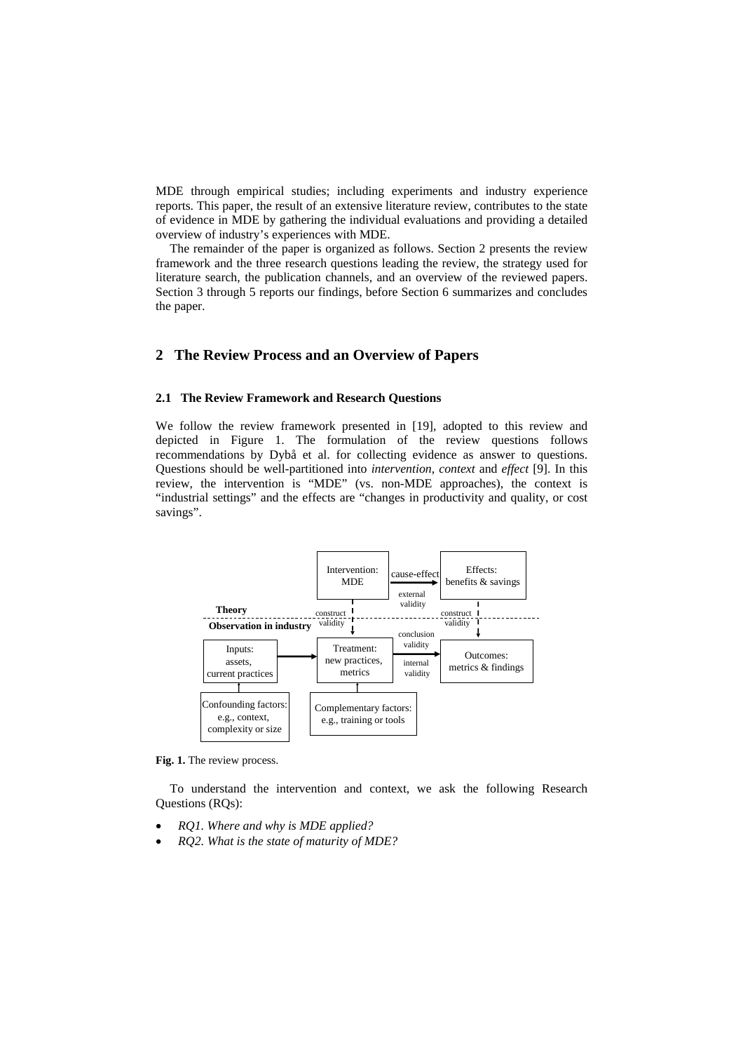MDE through empirical studies; including experiments and industry experience reports. This paper, the result of an extensive literature review, contributes to the state of evidence in MDE by gathering the individual evaluations and providing a detailed overview of industry's experiences with MDE.

The remainder of the paper is organized as follows. Section 2 presents the review framework and the three research questions leading the review, the strategy used for literature search, the publication channels, and an overview of the reviewed papers. Section 3 through 5 reports our findings, before Section 6 summarizes and concludes the paper.

## 2 The Review Process and an Overview of Papers

### 2.1 The Review Framework and Research Questions

We follow the review framework presented in [19], adopted to this review and depicted in Figure 1. The formulation of the review questions follows recommendations by Dybå et al. for collecting evidence as answer to questions. Questions should be well-partitioned into *intervention*, *context* and *effect* [9]. In this review, the intervention is "MDE" (vs. non-MDE approaches), the context is "industrial settings" and the effects are "changes in productivity and quality, or cost savings".

Intervention: MDE
cause-effect
Effects: benefits & savings
external validity
Theory
construct validity
construct validity
Observation in industry
conclusion validity
Inputs: assets, current practices
Treatment: new practices, metrics
internal validity
Outcomes: metrics & findings
Confounding factors: e.g., context, complexity or size
Complementary factors: e.g., training or tools

**Fig. 1.** The review process.

To understand the intervention and context, we ask the following Research Questions (RQs):

- *RQ1. Where and why is MDE applied?*
- *RQ2. What is the state of maturity of MDE?*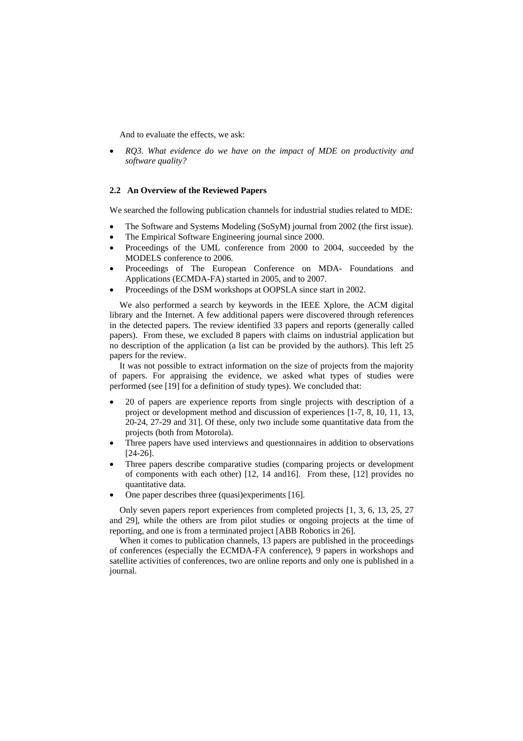And to evaluate the effects, we ask:

- *RQ3. What evidence do we have on the impact of MDE on productivity and software quality?*

### 2.2 An Overview of the Reviewed Papers

We searched the following publication channels for industrial studies related to MDE:

- The Software and Systems Modeling (SoSyM) journal from 2002 (the first issue).
- The Empirical Software Engineering journal since 2000.
- Proceedings of the UML conference from 2000 to 2004, succeeded by the MODELS conference to 2006.
- Proceedings of The European Conference on MDA- Foundations and Applications (ECMDA-FA) started in 2005, and to 2007.
- Proceedings of the DSM workshops at OOPSLA since start in 2002.

We also performed a search by keywords in the IEEE Xplore, the ACM digital library and the Internet. A few additional papers were discovered through references in the detected papers. The review identified 33 papers and reports (generally called papers). From these, we excluded 8 papers with claims on industrial application but no description of the application (a list can be provided by the authors). This left 25 papers for the review.

It was not possible to extract information on the size of projects from the majority of papers. For appraising the evidence, we asked what types of studies were performed (see [19] for a definition of study types). We concluded that:

- 20 of papers are experience reports from single projects with description of a project or development method and discussion of experiences [1-7, 8, 10, 11, 13, 20-24, 27-29 and 31]. Of these, only two include some quantitative data from the projects (both from Motorola).
- Three papers have used interviews and questionnaires in addition to observations [24-26].
- Three papers describe comparative studies (comparing projects or development of components with each other) [12, 14 and16]. From these, [12] provides no quantitative data.
- One paper describes three (quasi)experiments [16].

Only seven papers report experiences from completed projects [1, 3, 6, 13, 25, 27 and 29], while the others are from pilot studies or ongoing projects at the time of reporting, and one is from a terminated project [ABB Robotics in 26].

When it comes to publication channels, 13 papers are published in the proceedings of conferences (especially the ECMDA-FA conference), 9 papers in workshops and satellite activities of conferences, two are online reports and only one is published in a journal.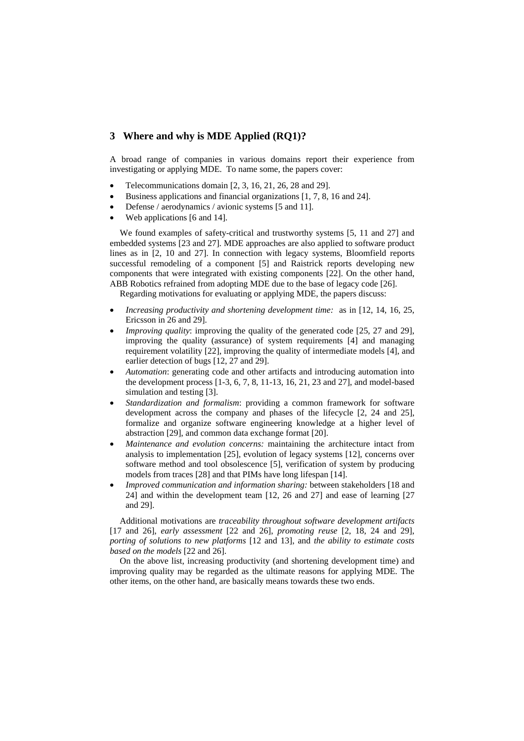## 3 Where and why is MDE Applied (RQ1)?

A broad range of companies in various domains report their experience from investigating or applying MDE. To name some, the papers cover:

- Telecommunications domain [2, 3, 16, 21, 26, 28 and 29].
- Business applications and financial organizations [1, 7, 8, 16 and 24].
- Defense / aerodynamics / avionic systems [5 and 11].
- Web applications [6 and 14].

We found examples of safety-critical and trustworthy systems [5, 11 and 27] and embedded systems [23 and 27]. MDE approaches are also applied to software product lines as in [2, 10 and 27]. In connection with legacy systems, Bloomfield reports successful remodeling of a component [5] and Raistrick reports developing new components that were integrated with existing components [22]. On the other hand, ABB Robotics refrained from adopting MDE due to the base of legacy code [26].

Regarding motivations for evaluating or applying MDE, the papers discuss:

- *Increasing productivity and shortening development time:* as in [12, 14, 16, 25, Ericsson in 26 and 29].
- *Improving quality*: improving the quality of the generated code [25, 27 and 29], improving the quality (assurance) of system requirements [4] and managing requirement volatility [22], improving the quality of intermediate models [4], and earlier detection of bugs [12, 27 and 29].
- *Automation*: generating code and other artifacts and introducing automation into the development process [1-3, 6, 7, 8, 11-13, 16, 21, 23 and 27], and model-based simulation and testing [3].
- *Standardization and formalism*: providing a common framework for software development across the company and phases of the lifecycle [2, 24 and 25], formalize and organize software engineering knowledge at a higher level of abstraction [29], and common data exchange format [20].
- *Maintenance and evolution concerns:* maintaining the architecture intact from analysis to implementation [25], evolution of legacy systems [12], concerns over software method and tool obsolescence [5], verification of system by producing models from traces [28] and that PIMs have long lifespan [14].
- *Improved communication and information sharing:* between stakeholders [18 and 24] and within the development team [12, 26 and 27] and ease of learning [27 and 29].

Additional motivations are *traceability throughout software development artifacts* [17 and 26], *early assessment* [22 and 26], *promoting reuse* [2, 18, 24 and 29], *porting of solutions to new platforms* [12 and 13], and *the ability to estimate costs based on the models* [22 and 26].

On the above list, increasing productivity (and shortening development time) and improving quality may be regarded as the ultimate reasons for applying MDE. The other items, on the other hand, are basically means towards these two ends.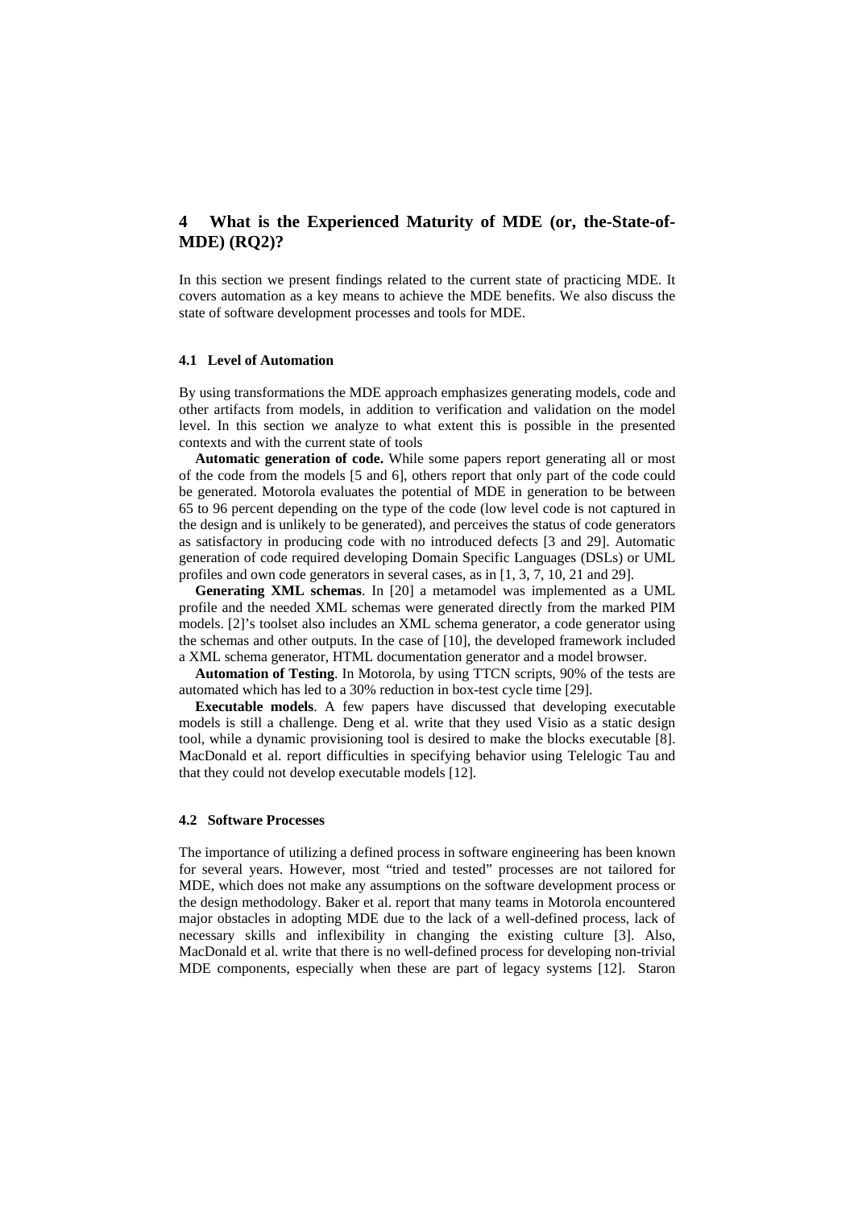## 4 What is the Experienced Maturity of MDE (or, the-State-of-MDE) (RQ2)?

In this section we present findings related to the current state of practicing MDE. It covers automation as a key means to achieve the MDE benefits. We also discuss the state of software development processes and tools for MDE.

### 4.1 Level of Automation

By using transformations the MDE approach emphasizes generating models, code and other artifacts from models, in addition to verification and validation on the model level. In this section we analyze to what extent this is possible in the presented contexts and with the current state of tools

**Automatic generation of code.** While some papers report generating all or most of the code from the models [5 and 6], others report that only part of the code could be generated. Motorola evaluates the potential of MDE in generation to be between 65 to 96 percent depending on the type of the code (low level code is not captured in the design and is unlikely to be generated), and perceives the status of code generators as satisfactory in producing code with no introduced defects [3 and 29]. Automatic generation of code required developing Domain Specific Languages (DSLs) or UML profiles and own code generators in several cases, as in [1, 3, 7, 10, 21 and 29].

**Generating XML schemas**. In [20] a metamodel was implemented as a UML profile and the needed XML schemas were generated directly from the marked PIM models. [2]'s toolset also includes an XML schema generator, a code generator using the schemas and other outputs. In the case of [10], the developed framework included a XML schema generator, HTML documentation generator and a model browser.

**Automation of Testing**. In Motorola, by using TTCN scripts, 90% of the tests are automated which has led to a 30% reduction in box-test cycle time [29].

**Executable models**. A few papers have discussed that developing executable models is still a challenge. Deng et al. write that they used Visio as a static design tool, while a dynamic provisioning tool is desired to make the blocks executable [8]. MacDonald et al. report difficulties in specifying behavior using Telelogic Tau and that they could not develop executable models [12].

### 4.2 Software Processes

The importance of utilizing a defined process in software engineering has been known for several years. However, most "tried and tested" processes are not tailored for MDE, which does not make any assumptions on the software development process or the design methodology. Baker et al. report that many teams in Motorola encountered major obstacles in adopting MDE due to the lack of a well-defined process, lack of necessary skills and inflexibility in changing the existing culture [3]. Also, MacDonald et al. write that there is no well-defined process for developing non-trivial MDE components, especially when these are part of legacy systems [12]. Staron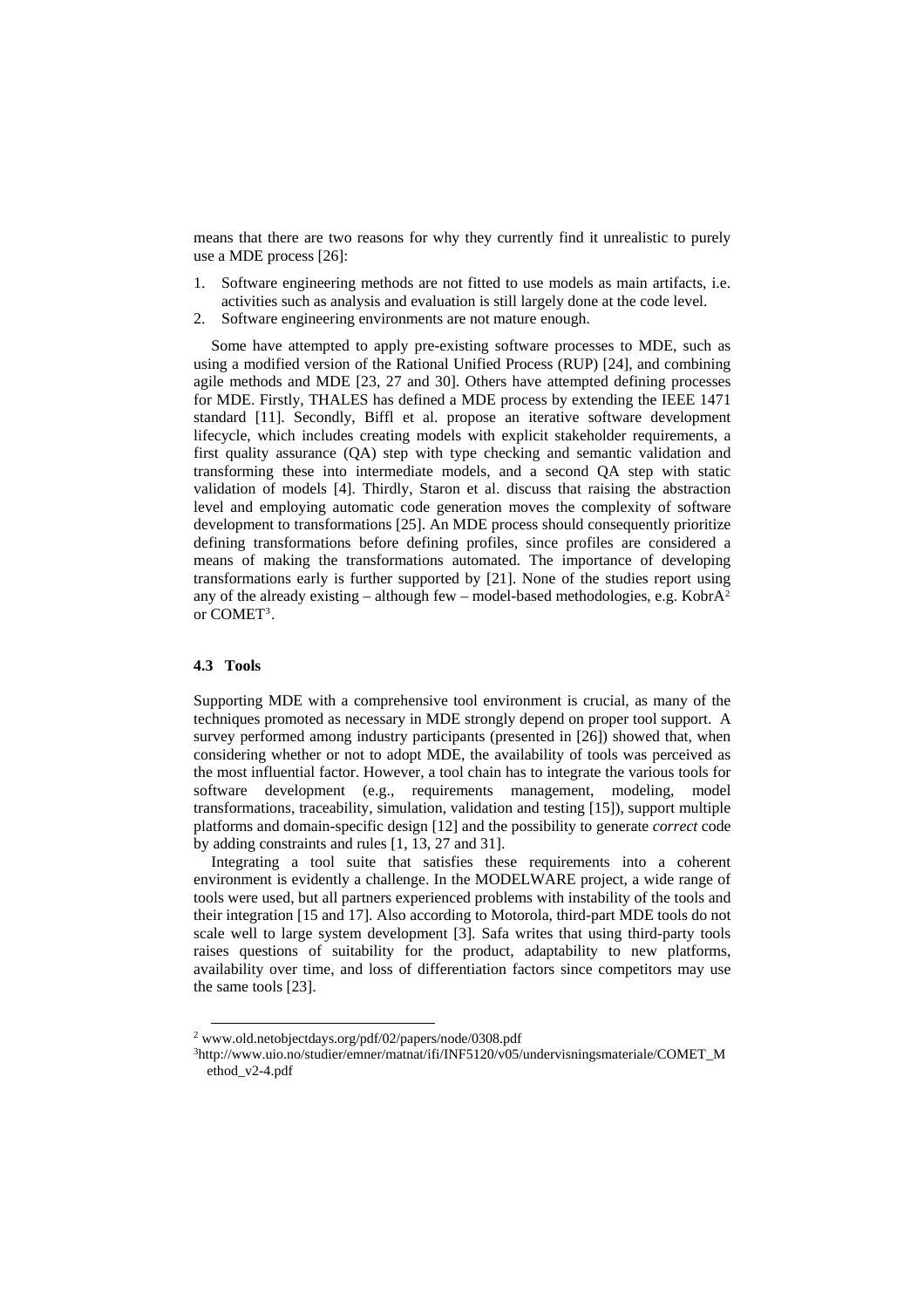means that there are two reasons for why they currently find it unrealistic to purely use a MDE process [26]:

1. Software engineering methods are not fitted to use models as main artifacts, i.e. activities such as analysis and evaluation is still largely done at the code level.
2. Software engineering environments are not mature enough.

Some have attempted to apply pre-existing software processes to MDE, such as using a modified version of the Rational Unified Process (RUP) [24], and combining agile methods and MDE [23, 27 and 30]. Others have attempted defining processes for MDE. Firstly, THALES has defined a MDE process by extending the IEEE 1471 standard [11]. Secondly, Biffl et al. propose an iterative software development lifecycle, which includes creating models with explicit stakeholder requirements, a first quality assurance (QA) step with type checking and semantic validation and transforming these into intermediate models, and a second QA step with static validation of models [4]. Thirdly, Staron et al. discuss that raising the abstraction level and employing automatic code generation moves the complexity of software development to transformations [25]. An MDE process should consequently prioritize defining transformations before defining profiles, since profiles are considered a means of making the transformations automated. The importance of developing transformations early is further supported by [21]. None of the studies report using any of the already existing – although few – model-based methodologies, e.g. KobrA[2] or COMET[3].

### 4.3 Tools

Supporting MDE with a comprehensive tool environment is crucial, as many of the techniques promoted as necessary in MDE strongly depend on proper tool support. A survey performed among industry participants (presented in [26]) showed that, when considering whether or not to adopt MDE, the availability of tools was perceived as the most influential factor. However, a tool chain has to integrate the various tools for software development (e.g., requirements management, modeling, model transformations, traceability, simulation, validation and testing [15]), support multiple platforms and domain-specific design [12] and the possibility to generate *correct* code by adding constraints and rules [1, 13, 27 and 31].

Integrating a tool suite that satisfies these requirements into a coherent environment is evidently a challenge. In the MODELWARE project, a wide range of tools were used, but all partners experienced problems with instability of the tools and their integration [15 and 17]. Also according to Motorola, third-part MDE tools do not scale well to large system development [3]. Safa writes that using third-party tools raises questions of suitability for the product, adaptability to new platforms, availability over time, and loss of differentiation factors since competitors may use the same tools [23].

[2] www.old.netobjectdays.org/pdf/02/papers/node/0308.pdf

[3] http://www.uio.no/studier/emner/matnat/ifi/INF5120/v05/undervisningsmateriale/COMET_Method_v2-4.pdf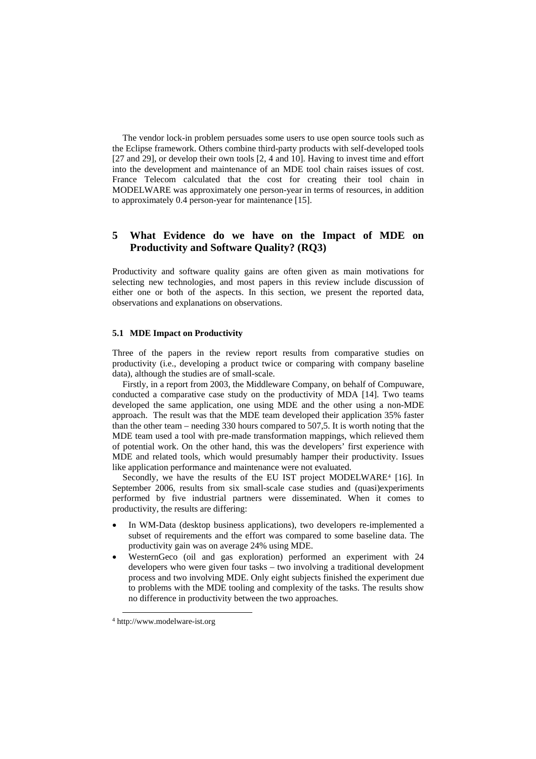The vendor lock-in problem persuades some users to use open source tools such as the Eclipse framework. Others combine third-party products with self-developed tools [27 and 29], or develop their own tools [2, 4 and 10]. Having to invest time and effort into the development and maintenance of an MDE tool chain raises issues of cost. France Telecom calculated that the cost for creating their tool chain in MODELWARE was approximately one person-year in terms of resources, in addition to approximately 0.4 person-year for maintenance [15].

## 5 What Evidence do we have on the Impact of MDE on Productivity and Software Quality? (RQ3)

Productivity and software quality gains are often given as main motivations for selecting new technologies, and most papers in this review include discussion of either one or both of the aspects. In this section, we present the reported data, observations and explanations on observations.

### 5.1 MDE Impact on Productivity

Three of the papers in the review report results from comparative studies on productivity (i.e., developing a product twice or comparing with company baseline data), although the studies are of small-scale.

Firstly, in a report from 2003, the Middleware Company, on behalf of Compuware, conducted a comparative case study on the productivity of MDA [14]. Two teams developed the same application, one using MDE and the other using a non-MDE approach. The result was that the MDE team developed their application 35% faster than the other team – needing 330 hours compared to 507,5. It is worth noting that the MDE team used a tool with pre-made transformation mappings, which relieved them of potential work. On the other hand, this was the developers' first experience with MDE and related tools, which would presumably hamper their productivity. Issues like application performance and maintenance were not evaluated.

Secondly, we have the results of the EU IST project MODELWARE[4] [16]. In September 2006, results from six small-scale case studies and (quasi)experiments performed by five industrial partners were disseminated. When it comes to productivity, the results are differing:

- In WM-Data (desktop business applications), two developers re-implemented a subset of requirements and the effort was compared to some baseline data. The productivity gain was on average 24% using MDE.
- WesternGeco (oil and gas exploration) performed an experiment with 24 developers who were given four tasks – two involving a traditional development process and two involving MDE. Only eight subjects finished the experiment due to problems with the MDE tooling and complexity of the tasks. The results show no difference in productivity between the two approaches.

[4] http://www.modelware-ist.org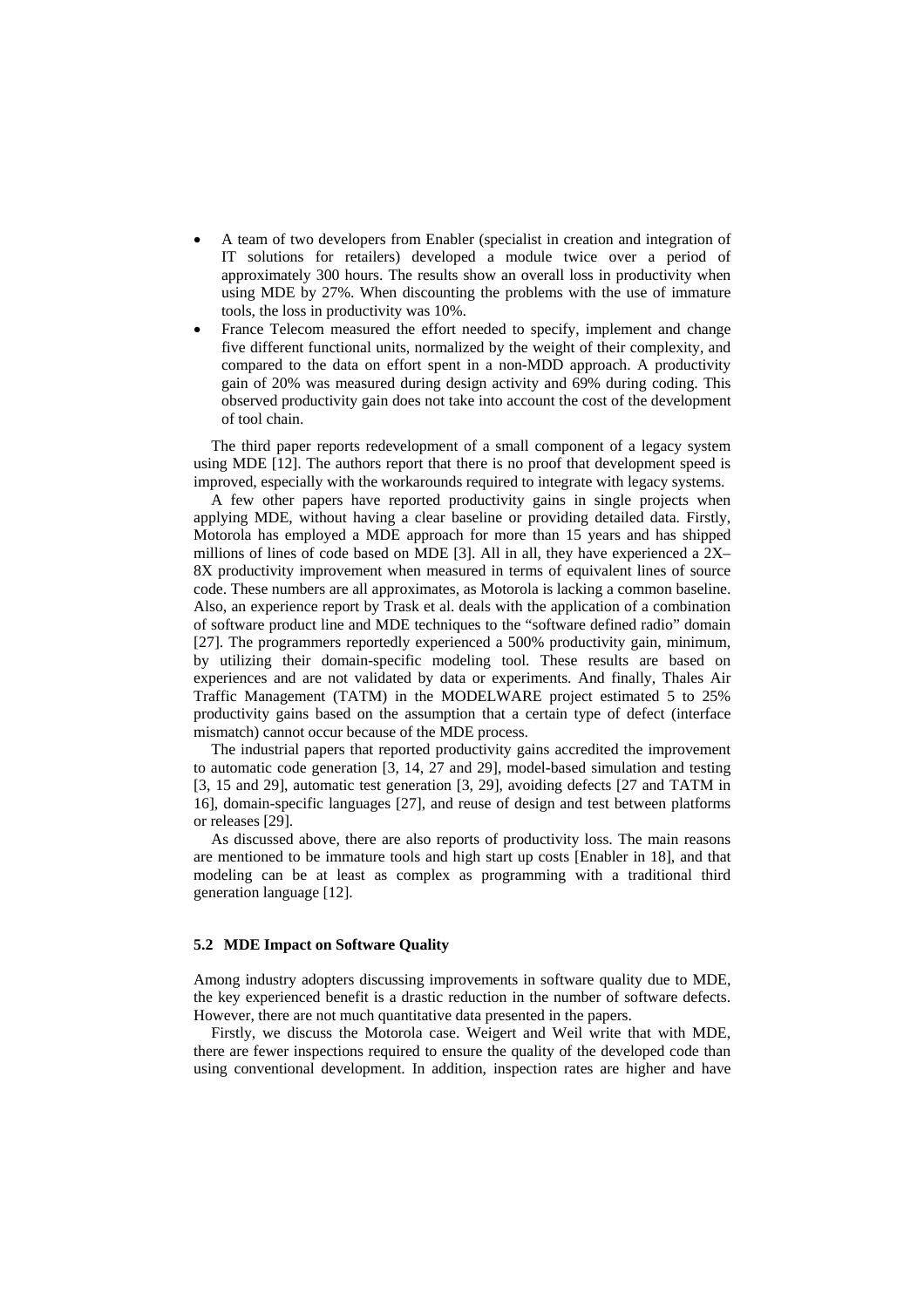- A team of two developers from Enabler (specialist in creation and integration of IT solutions for retailers) developed a module twice over a period of approximately 300 hours. The results show an overall loss in productivity when using MDE by 27%. When discounting the problems with the use of immature tools, the loss in productivity was 10%.
- France Telecom measured the effort needed to specify, implement and change five different functional units, normalized by the weight of their complexity, and compared to the data on effort spent in a non-MDD approach. A productivity gain of 20% was measured during design activity and 69% during coding. This observed productivity gain does not take into account the cost of the development of tool chain.

The third paper reports redevelopment of a small component of a legacy system using MDE [12]. The authors report that there is no proof that development speed is improved, especially with the workarounds required to integrate with legacy systems.

A few other papers have reported productivity gains in single projects when applying MDE, without having a clear baseline or providing detailed data. Firstly, Motorola has employed a MDE approach for more than 15 years and has shipped millions of lines of code based on MDE [3]. All in all, they have experienced a 2X–8X productivity improvement when measured in terms of equivalent lines of source code. These numbers are all approximates, as Motorola is lacking a common baseline. Also, an experience report by Trask et al. deals with the application of a combination of software product line and MDE techniques to the "software defined radio" domain [27]. The programmers reportedly experienced a 500% productivity gain, minimum, by utilizing their domain-specific modeling tool. These results are based on experiences and are not validated by data or experiments. And finally, Thales Air Traffic Management (TATM) in the MODELWARE project estimated 5 to 25% productivity gains based on the assumption that a certain type of defect (interface mismatch) cannot occur because of the MDE process.

The industrial papers that reported productivity gains accredited the improvement to automatic code generation [3, 14, 27 and 29], model-based simulation and testing [3, 15 and 29], automatic test generation [3, 29], avoiding defects [27 and TATM in 16], domain-specific languages [27], and reuse of design and test between platforms or releases [29].

As discussed above, there are also reports of productivity loss. The main reasons are mentioned to be immature tools and high start up costs [Enabler in 18], and that modeling can be at least as complex as programming with a traditional third generation language [12].

### 5.2 MDE Impact on Software Quality

Among industry adopters discussing improvements in software quality due to MDE, the key experienced benefit is a drastic reduction in the number of software defects. However, there are not much quantitative data presented in the papers.

Firstly, we discuss the Motorola case. Weigert and Weil write that with MDE, there are fewer inspections required to ensure the quality of the developed code than using conventional development. In addition, inspection rates are higher and have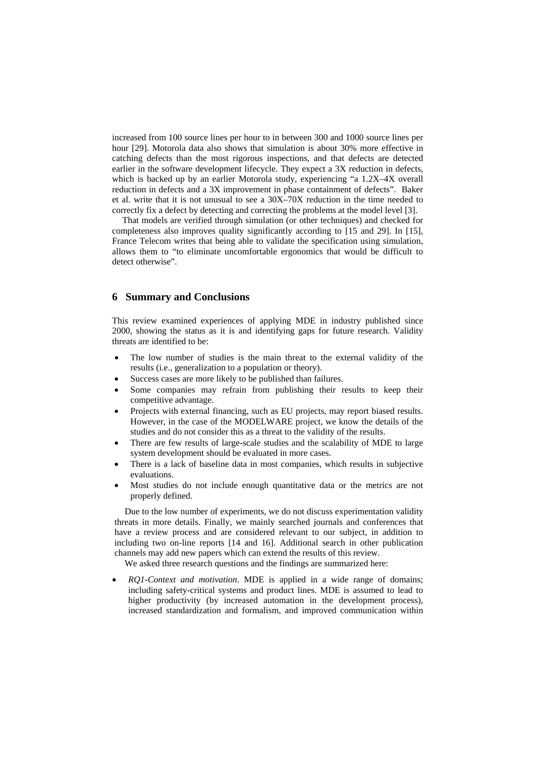increased from 100 source lines per hour to in between 300 and 1000 source lines per hour [29]. Motorola data also shows that simulation is about 30% more effective in catching defects than the most rigorous inspections, and that defects are detected earlier in the software development lifecycle. They expect a 3X reduction in defects, which is backed up by an earlier Motorola study, experiencing "a 1.2X–4X overall reduction in defects and a 3X improvement in phase containment of defects". Baker et al. write that it is not unusual to see a 30X–70X reduction in the time needed to correctly fix a defect by detecting and correcting the problems at the model level [3].

That models are verified through simulation (or other techniques) and checked for completeness also improves quality significantly according to [15 and 29]. In [15], France Telecom writes that being able to validate the specification using simulation, allows them to "to eliminate uncomfortable ergonomics that would be difficult to detect otherwise".

## 6 Summary and Conclusions

This review examined experiences of applying MDE in industry published since 2000, showing the status as it is and identifying gaps for future research. Validity threats are identified to be:

- The low number of studies is the main threat to the external validity of the results (i.e., generalization to a population or theory).
- Success cases are more likely to be published than failures.
- Some companies may refrain from publishing their results to keep their competitive advantage.
- Projects with external financing, such as EU projects, may report biased results. However, in the case of the MODELWARE project, we know the details of the studies and do not consider this as a threat to the validity of the results.
- There are few results of large-scale studies and the scalability of MDE to large system development should be evaluated in more cases.
- There is a lack of baseline data in most companies, which results in subjective evaluations.
- Most studies do not include enough quantitative data or the metrics are not properly defined.

Due to the low number of experiments, we do not discuss experimentation validity threats in more details. Finally, we mainly searched journals and conferences that have a review process and are considered relevant to our subject, in addition to including two on-line reports [14 and 16]. Additional search in other publication channels may add new papers which can extend the results of this review.

We asked three research questions and the findings are summarized here:

- *RQ1-Context and motivation*. MDE is applied in a wide range of domains; including safety-critical systems and product lines. MDE is assumed to lead to higher productivity (by increased automation in the development process), increased standardization and formalism, and improved communication within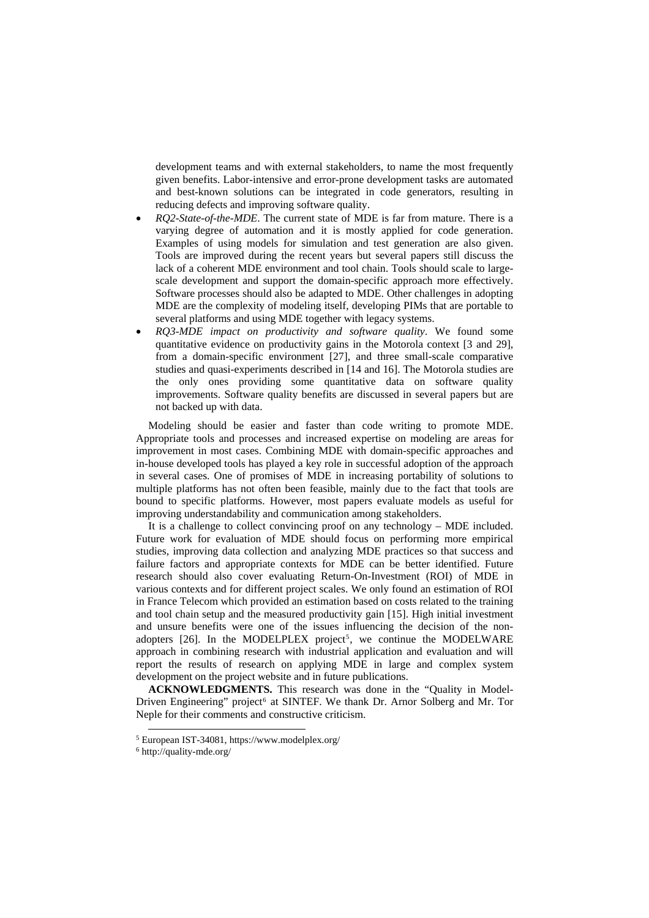development teams and with external stakeholders, to name the most frequently given benefits. Labor-intensive and error-prone development tasks are automated and best-known solutions can be integrated in code generators, resulting in reducing defects and improving software quality.

- *RQ2-State-of-the-MDE*. The current state of MDE is far from mature. There is a varying degree of automation and it is mostly applied for code generation. Examples of using models for simulation and test generation are also given. Tools are improved during the recent years but several papers still discuss the lack of a coherent MDE environment and tool chain. Tools should scale to large-scale development and support the domain-specific approach more effectively. Software processes should also be adapted to MDE. Other challenges in adopting MDE are the complexity of modeling itself, developing PIMs that are portable to several platforms and using MDE together with legacy systems.
- *RQ3-MDE impact on productivity and software quality*. We found some quantitative evidence on productivity gains in the Motorola context [3 and 29], from a domain-specific environment [27], and three small-scale comparative studies and quasi-experiments described in [14 and 16]. The Motorola studies are the only ones providing some quantitative data on software quality improvements. Software quality benefits are discussed in several papers but are not backed up with data.

Modeling should be easier and faster than code writing to promote MDE. Appropriate tools and processes and increased expertise on modeling are areas for improvement in most cases. Combining MDE with domain-specific approaches and in-house developed tools has played a key role in successful adoption of the approach in several cases. One of promises of MDE in increasing portability of solutions to multiple platforms has not often been feasible, mainly due to the fact that tools are bound to specific platforms. However, most papers evaluate models as useful for improving understandability and communication among stakeholders.

It is a challenge to collect convincing proof on any technology – MDE included. Future work for evaluation of MDE should focus on performing more empirical studies, improving data collection and analyzing MDE practices so that success and failure factors and appropriate contexts for MDE can be better identified. Future research should also cover evaluating Return-On-Investment (ROI) of MDE in various contexts and for different project scales. We only found an estimation of ROI in France Telecom which provided an estimation based on costs related to the training and tool chain setup and the measured productivity gain [15]. High initial investment and unsure benefits were one of the issues influencing the decision of the non-adopters [26]. In the MODELPLEX project[5], we continue the MODELWARE approach in combining research with industrial application and evaluation and will report the results of research on applying MDE in large and complex system development on the project website and in future publications.

**ACKNOWLEDGMENTS.** This research was done in the "Quality in Model-Driven Engineering" project[6] at SINTEF. We thank Dr. Arnor Solberg and Mr. Tor Neple for their comments and constructive criticism.

[5] European IST-34081, https://www.modelplex.org/

[6] http://quality-mde.org/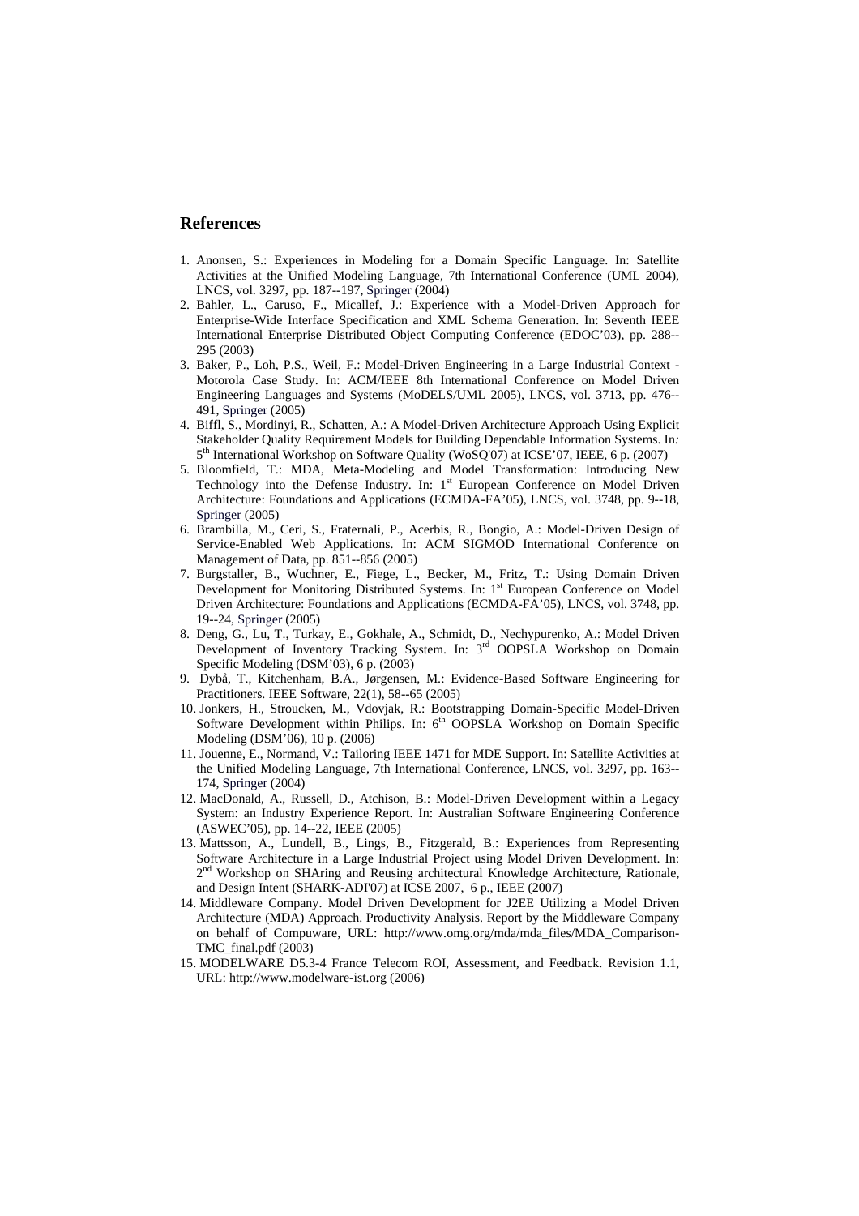## References

1. Anonsen, S.: Experiences in Modeling for a Domain Specific Language. In: Satellite Activities at the Unified Modeling Language, 7th International Conference (UML 2004), LNCS, vol. 3297, pp. 187--197, Springer (2004)
2. Bahler, L., Caruso, F., Micallef, J.: Experience with a Model-Driven Approach for Enterprise-Wide Interface Specification and XML Schema Generation. In: Seventh IEEE International Enterprise Distributed Object Computing Conference (EDOC'03), pp. 288--295 (2003)
3. Baker, P., Loh, P.S., Weil, F.: Model-Driven Engineering in a Large Industrial Context - Motorola Case Study. In: ACM/IEEE 8th International Conference on Model Driven Engineering Languages and Systems (MoDELS/UML 2005), LNCS, vol. 3713, pp. 476--491, Springer (2005)
4. Biffl, S., Mordinyi, R., Schatten, A.: A Model-Driven Architecture Approach Using Explicit Stakeholder Quality Requirement Models for Building Dependable Information Systems. In: 5th International Workshop on Software Quality (WoSQ'07) at ICSE'07, IEEE, 6 p. (2007)
5. Bloomfield, T.: MDA, Meta-Modeling and Model Transformation: Introducing New Technology into the Defense Industry. In: 1st European Conference on Model Driven Architecture: Foundations and Applications (ECMDA-FA'05), LNCS, vol. 3748, pp. 9--18, Springer (2005)
6. Brambilla, M., Ceri, S., Fraternali, P., Acerbis, R., Bongio, A.: Model-Driven Design of Service-Enabled Web Applications. In: ACM SIGMOD International Conference on Management of Data, pp. 851--856 (2005)
7. Burgstaller, B., Wuchner, E., Fiege, L., Becker, M., Fritz, T.: Using Domain Driven Development for Monitoring Distributed Systems. In: 1st European Conference on Model Driven Architecture: Foundations and Applications (ECMDA-FA'05), LNCS, vol. 3748, pp. 19--24, Springer (2005)
8. Deng, G., Lu, T., Turkay, E., Gokhale, A., Schmidt, D., Nechypurenko, A.: Model Driven Development of Inventory Tracking System. In: 3rd OOPSLA Workshop on Domain Specific Modeling (DSM'03), 6 p. (2003)
9. Dybå, T., Kitchenham, B.A., Jørgensen, M.: Evidence-Based Software Engineering for Practitioners. IEEE Software, 22(1), 58--65 (2005)
10. Jonkers, H., Stroucken, M., Vdovjak, R.: Bootstrapping Domain-Specific Model-Driven Software Development within Philips. In: 6th OOPSLA Workshop on Domain Specific Modeling (DSM'06), 10 p. (2006)
11. Jouenne, E., Normand, V.: Tailoring IEEE 1471 for MDE Support. In: Satellite Activities at the Unified Modeling Language, 7th International Conference, LNCS, vol. 3297, pp. 163--174, Springer (2004)
12. MacDonald, A., Russell, D., Atchison, B.: Model-Driven Development within a Legacy System: an Industry Experience Report. In: Australian Software Engineering Conference (ASWEC'05), pp. 14--22, IEEE (2005)
13. Mattsson, A., Lundell, B., Lings, B., Fitzgerald, B.: Experiences from Representing Software Architecture in a Large Industrial Project using Model Driven Development. In: 2nd Workshop on SHAring and Reusing architectural Knowledge Architecture, Rationale, and Design Intent (SHARK-ADI'07) at ICSE 2007, 6 p., IEEE (2007)
14. Middleware Company. Model Driven Development for J2EE Utilizing a Model Driven Architecture (MDA) Approach. Productivity Analysis. Report by the Middleware Company on behalf of Compuware, URL: http://www.omg.org/mda/mda_files/MDA_Comparison-TMC_final.pdf (2003)
15. MODELWARE D5.3-4 France Telecom ROI, Assessment, and Feedback. Revision 1.1, URL: http://www.modelware-ist.org (2006)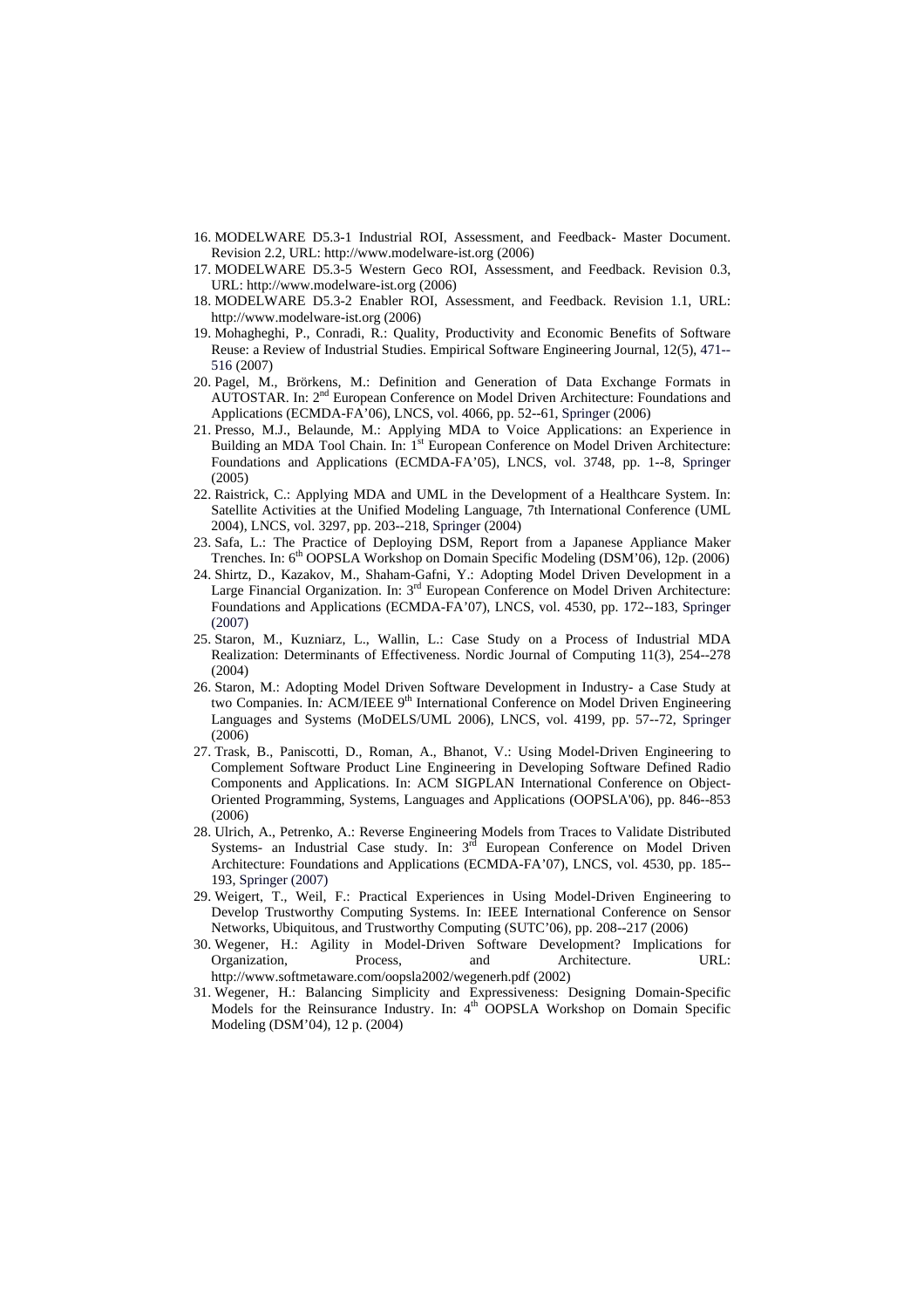16. MODELWARE D5.3-1 Industrial ROI, Assessment, and Feedback- Master Document. Revision 2.2, URL: http://www.modelware-ist.org (2006)
17. MODELWARE D5.3-5 Western Geco ROI, Assessment, and Feedback. Revision 0.3, URL: http://www.modelware-ist.org (2006)
18. MODELWARE D5.3-2 Enabler ROI, Assessment, and Feedback. Revision 1.1, URL: http://www.modelware-ist.org (2006)
19. Mohagheghi, P., Conradi, R.: Quality, Productivity and Economic Benefits of Software Reuse: a Review of Industrial Studies. Empirical Software Engineering Journal, 12(5), 471--516 (2007)
20. Pagel, M., Brörkens, M.: Definition and Generation of Data Exchange Formats in AUTOSTAR. In: 2[nd] European Conference on Model Driven Architecture: Foundations and Applications (ECMDA-FA'06), LNCS, vol. 4066, pp. 52--61, Springer (2006)
21. Presso, M.J., Belaunde, M.: Applying MDA to Voice Applications: an Experience in Building an MDA Tool Chain. In: 1[st] European Conference on Model Driven Architecture: Foundations and Applications (ECMDA-FA'05), LNCS, vol. 3748, pp. 1--8, Springer (2005)
22. Raistrick, C.: Applying MDA and UML in the Development of a Healthcare System. In: Satellite Activities at the Unified Modeling Language, 7th International Conference (UML 2004), LNCS, vol. 3297, pp. 203--218, Springer (2004)
23. Safa, L.: The Practice of Deploying DSM, Report from a Japanese Appliance Maker Trenches. In: 6[th] OOPSLA Workshop on Domain Specific Modeling (DSM'06), 12p. (2006)
24. Shirtz, D., Kazakov, M., Shaham-Gafni, Y.: Adopting Model Driven Development in a Large Financial Organization. In: 3[rd] European Conference on Model Driven Architecture: Foundations and Applications (ECMDA-FA'07), LNCS, vol. 4530, pp. 172--183, Springer (2007)
25. Staron, M., Kuzniarz, L., Wallin, L.: Case Study on a Process of Industrial MDA Realization: Determinants of Effectiveness. Nordic Journal of Computing 11(3), 254--278 (2004)
26. Staron, M.: Adopting Model Driven Software Development in Industry- a Case Study at two Companies. In: ACM/IEEE 9[th] International Conference on Model Driven Engineering Languages and Systems (MoDELS/UML 2006), LNCS, vol. 4199, pp. 57--72, Springer (2006)
27. Trask, B., Paniscotti, D., Roman, A., Bhanot, V.: Using Model-Driven Engineering to Complement Software Product Line Engineering in Developing Software Defined Radio Components and Applications. In: ACM SIGPLAN International Conference on Object-Oriented Programming, Systems, Languages and Applications (OOPSLA'06), pp. 846--853 (2006)
28. Ulrich, A., Petrenko, A.: Reverse Engineering Models from Traces to Validate Distributed Systems- an Industrial Case study. In: 3[rd] European Conference on Model Driven Architecture: Foundations and Applications (ECMDA-FA'07), LNCS, vol. 4530, pp. 185--193, Springer (2007)
29. Weigert, T., Weil, F.: Practical Experiences in Using Model-Driven Engineering to Develop Trustworthy Computing Systems. In: IEEE International Conference on Sensor Networks, Ubiquitous, and Trustworthy Computing (SUTC'06), pp. 208--217 (2006)
30. Wegener, H.: Agility in Model-Driven Software Development? Implications for Organization, Process, and Architecture. URL: http://www.softmetaware.com/oopsla2002/wegenerh.pdf (2002)
31. Wegener, H.: Balancing Simplicity and Expressiveness: Designing Domain-Specific Models for the Reinsurance Industry. In: 4[th] OOPSLA Workshop on Domain Specific Modeling (DSM'04), 12 p. (2004)